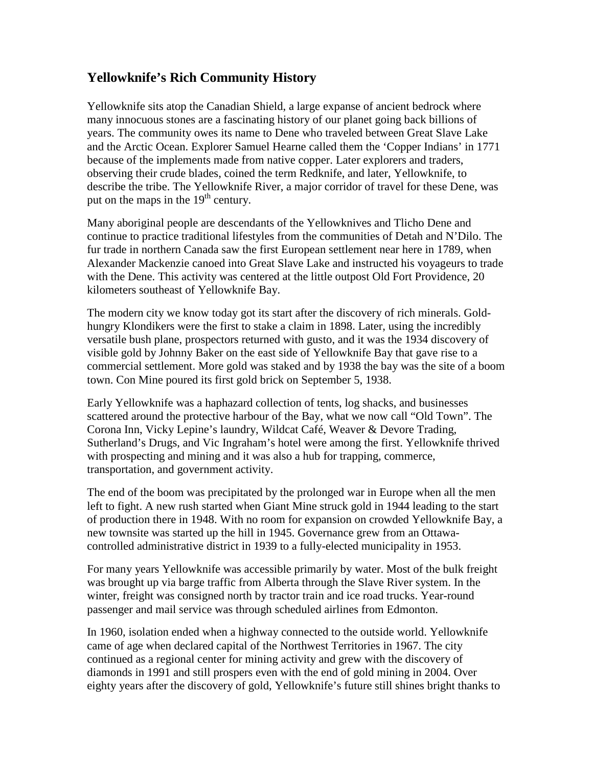## Yellowknife's Rich Community History

Yellowknife sits atop the Canadian Shield, a large expanse of ancient bedrock where many innocuous stones are a fascinating history of our planet going back billions of years. The community owes its name to Dene who traveled between Great Slave Lake and the Arctic Ocean. Explorer Samuel Hearne called them the 'Copper Indians' in 1771 because of the implements made from native copper. Later explorers and traders, observing their crude blades, coined the term Redknife, and later, Yellowknife, to describe the tribe. The Yellowknife River, a major corridor of travel for these Dene, was put on the maps in the 19th century.

Many aboriginal people are descendants of the Yellowknives and Tlicho Dene and continue to practice traditional lifestyles from the communities of Detah and N'Dilo. The fur trade in northern Canada saw the first European settlement near here in 1789, when Alexander Mackenzie canoed into Great Slave Lake and instructed his voyageurs to trade with the Dene. This activity was centered at the little outpost Old Fort Providence, 20 kilometers southeast of Yellowknife Bay.

The modern city we know today got its start after the discovery of rich minerals. Gold-hungry Klondikers were the first to stake a claim in 1898. Later, using the incredibly versatile bush plane, prospectors returned with gusto, and it was the 1934 discovery of visible gold by Johnny Baker on the east side of Yellowknife Bay that gave rise to a commercial settlement. More gold was staked and by 1938 the bay was the site of a boom town. Con Mine poured its first gold brick on September 5, 1938.

Early Yellowknife was a haphazard collection of tents, log shacks, and businesses scattered around the protective harbour of the Bay, what we now call "Old Town". The Corona Inn, Vicky Lepine's laundry, Wildcat Café, Weaver & Devore Trading, Sutherland's Drugs, and Vic Ingraham's hotel were among the first. Yellowknife thrived with prospecting and mining and it was also a hub for trapping, commerce, transportation, and government activity.

The end of the boom was precipitated by the prolonged war in Europe when all the men left to fight. A new rush started when Giant Mine struck gold in 1944 leading to the start of production there in 1948. With no room for expansion on crowded Yellowknife Bay, a new townsite was started up the hill in 1945. Governance grew from an Ottawa-controlled administrative district in 1939 to a fully-elected municipality in 1953.

For many years Yellowknife was accessible primarily by water. Most of the bulk freight was brought up via barge traffic from Alberta through the Slave River system. In the winter, freight was consigned north by tractor train and ice road trucks. Year-round passenger and mail service was through scheduled airlines from Edmonton.

In 1960, isolation ended when a highway connected to the outside world. Yellowknife came of age when declared capital of the Northwest Territories in 1967. The city continued as a regional center for mining activity and grew with the discovery of diamonds in 1991 and still prospers even with the end of gold mining in 2004. Over eighty years after the discovery of gold, Yellowknife's future still shines bright thanks to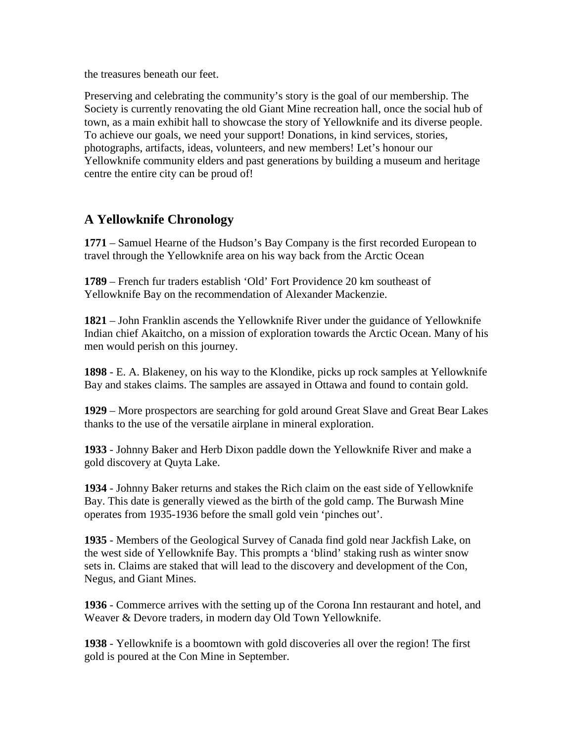the treasures beneath our feet.

Preserving and celebrating the community's story is the goal of our membership. The Society is currently renovating the old Giant Mine recreation hall, once the social hub of town, as a main exhibit hall to showcase the story of Yellowknife and its diverse people. To achieve our goals, we need your support! Donations, in kind services, stories, photographs, artifacts, ideas, volunteers, and new members! Let's honour our Yellowknife community elders and past generations by building a museum and heritage centre the entire city can be proud of!

## A Yellowknife Chronology

**1771** – Samuel Hearne of the Hudson's Bay Company is the first recorded European to travel through the Yellowknife area on his way back from the Arctic Ocean

**1789** – French fur traders establish 'Old' Fort Providence 20 km southeast of Yellowknife Bay on the recommendation of Alexander Mackenzie.

**1821** – John Franklin ascends the Yellowknife River under the guidance of Yellowknife Indian chief Akaitcho, on a mission of exploration towards the Arctic Ocean. Many of his men would perish on this journey.

**1898** - E. A. Blakeney, on his way to the Klondike, picks up rock samples at Yellowknife Bay and stakes claims. The samples are assayed in Ottawa and found to contain gold.

**1929** – More prospectors are searching for gold around Great Slave and Great Bear Lakes thanks to the use of the versatile airplane in mineral exploration.

**1933** - Johnny Baker and Herb Dixon paddle down the Yellowknife River and make a gold discovery at Quyta Lake.

**1934** - Johnny Baker returns and stakes the Rich claim on the east side of Yellowknife Bay. This date is generally viewed as the birth of the gold camp. The Burwash Mine operates from 1935-1936 before the small gold vein 'pinches out'.

**1935** - Members of the Geological Survey of Canada find gold near Jackfish Lake, on the west side of Yellowknife Bay. This prompts a 'blind' staking rush as winter snow sets in. Claims are staked that will lead to the discovery and development of the Con, Negus, and Giant Mines.

**1936** - Commerce arrives with the setting up of the Corona Inn restaurant and hotel, and Weaver & Devore traders, in modern day Old Town Yellowknife.

**1938** - Yellowknife is a boomtown with gold discoveries all over the region! The first gold is poured at the Con Mine in September.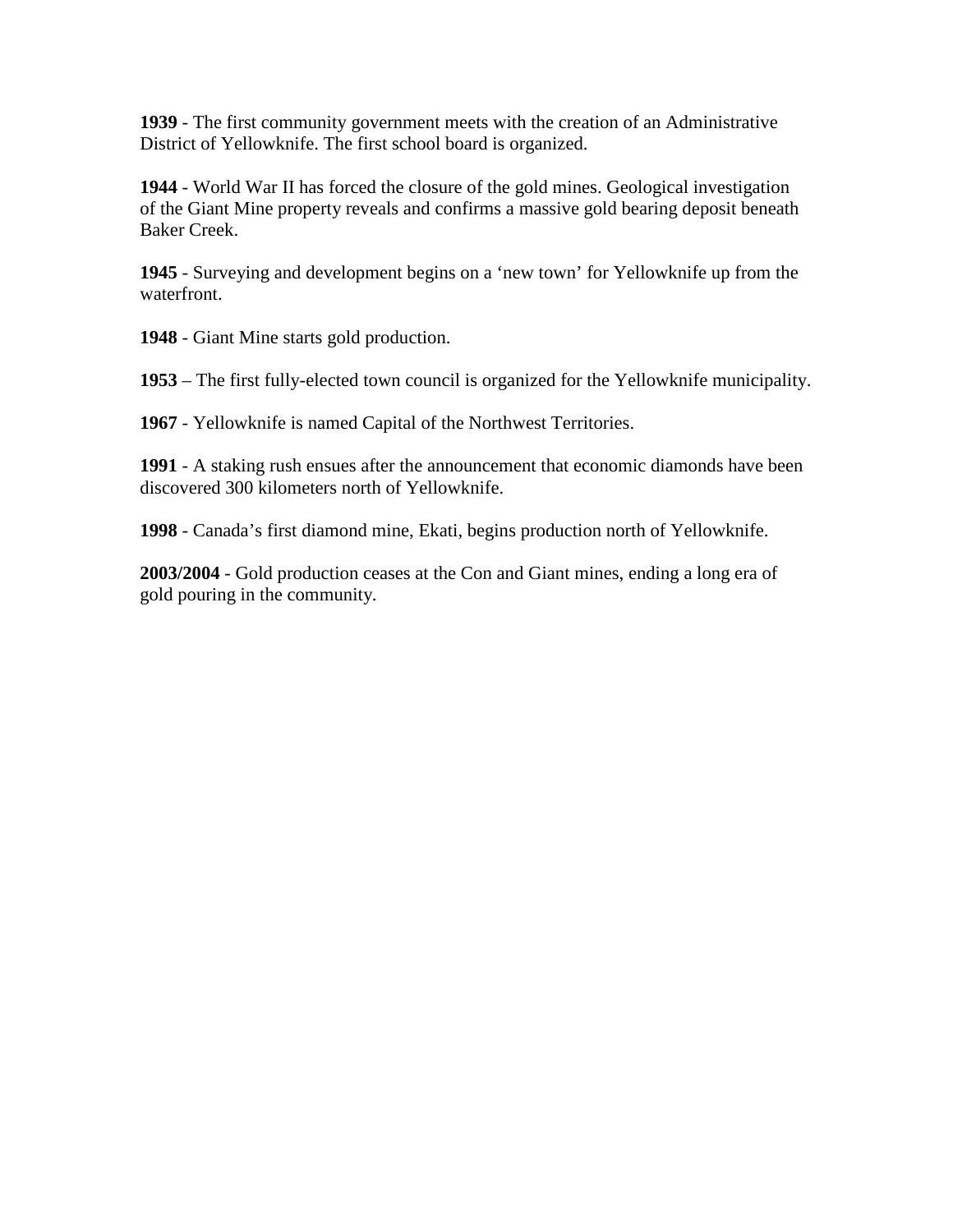**1939** - The first community government meets with the creation of an Administrative District of Yellowknife. The first school board is organized.

**1944** - World War II has forced the closure of the gold mines. Geological investigation of the Giant Mine property reveals and confirms a massive gold bearing deposit beneath Baker Creek.

**1945** - Surveying and development begins on a 'new town' for Yellowknife up from the waterfront.

**1948** - Giant Mine starts gold production.

**1953** – The first fully-elected town council is organized for the Yellowknife municipality.

**1967** - Yellowknife is named Capital of the Northwest Territories.

**1991** - A staking rush ensues after the announcement that economic diamonds have been discovered 300 kilometers north of Yellowknife.

**1998** - Canada's first diamond mine, Ekati, begins production north of Yellowknife.

**2003/2004** - Gold production ceases at the Con and Giant mines, ending a long era of gold pouring in the community.